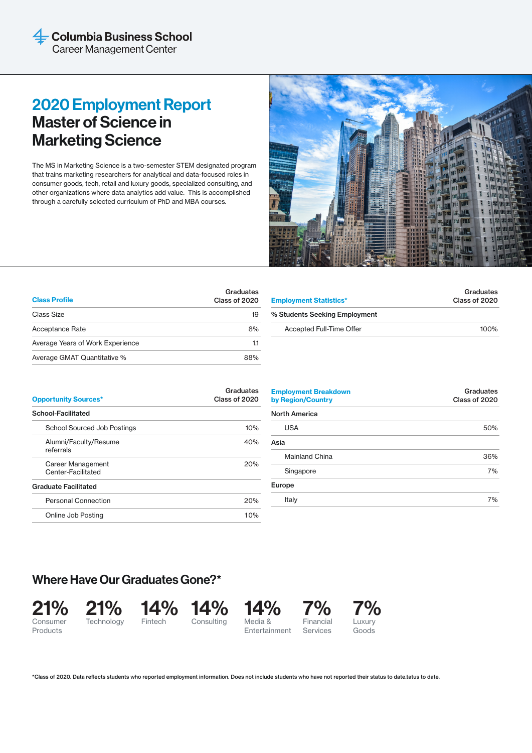Columbia Business School
Career Management Center

# 2020 Employment Report
## Master of Science in Marketing Science

The MS in Marketing Science is a two-semester STEM designated program that trains marketing researchers for analytical and data-focused roles in consumer goods, tech, retail and luxury goods, specialized consulting, and other organizations where data analytics add value. This is accomplished through a carefully selected curriculum of PhD and MBA courses.

| Class Profile | Graduates Class of 2020 |
|---|---|
| Class Size | 19 |
| Acceptance Rate | 8% |
| Average Years of Work Experience | 1.1 |
| Average GMAT Quantitative % | 88% |

| Employment Statistics* | Graduates Class of 2020 |
|---|---|
| **% Students Seeking Employment** | |
| Accepted Full-Time Offer | 100% |

| Opportunity Sources* | Graduates Class of 2020 |
|---|---|
| **School-Facilitated** | |
| School Sourced Job Postings | 10% |
| Alumni/Faculty/Resume referrals | 40% |
| Career Management Center-Facilitated | 20% |
| **Graduate Facilitated** | |
| Personal Connection | 20% |
| Online Job Posting | 10% |

| Employment Breakdown by Region/Country | Graduates Class of 2020 |
|---|---|
| **North America** | |
| USA | 50% |
| **Asia** | |
| Mainland China | 36% |
| Singapore | 7% |
| **Europe** | |
| Italy | 7% |

## Where Have Our Graduates Gone?*

- **21%** Consumer Products
- **21%** Technology
- **14%** Fintech
- **14%** Consulting
- **14%** Media & Entertainment
- **7%** Financial Services
- **7%** Luxury Goods

*Class of 2020. Data reflects students who reported employment information. Does not include students who have not reported their status to date.tatus to date.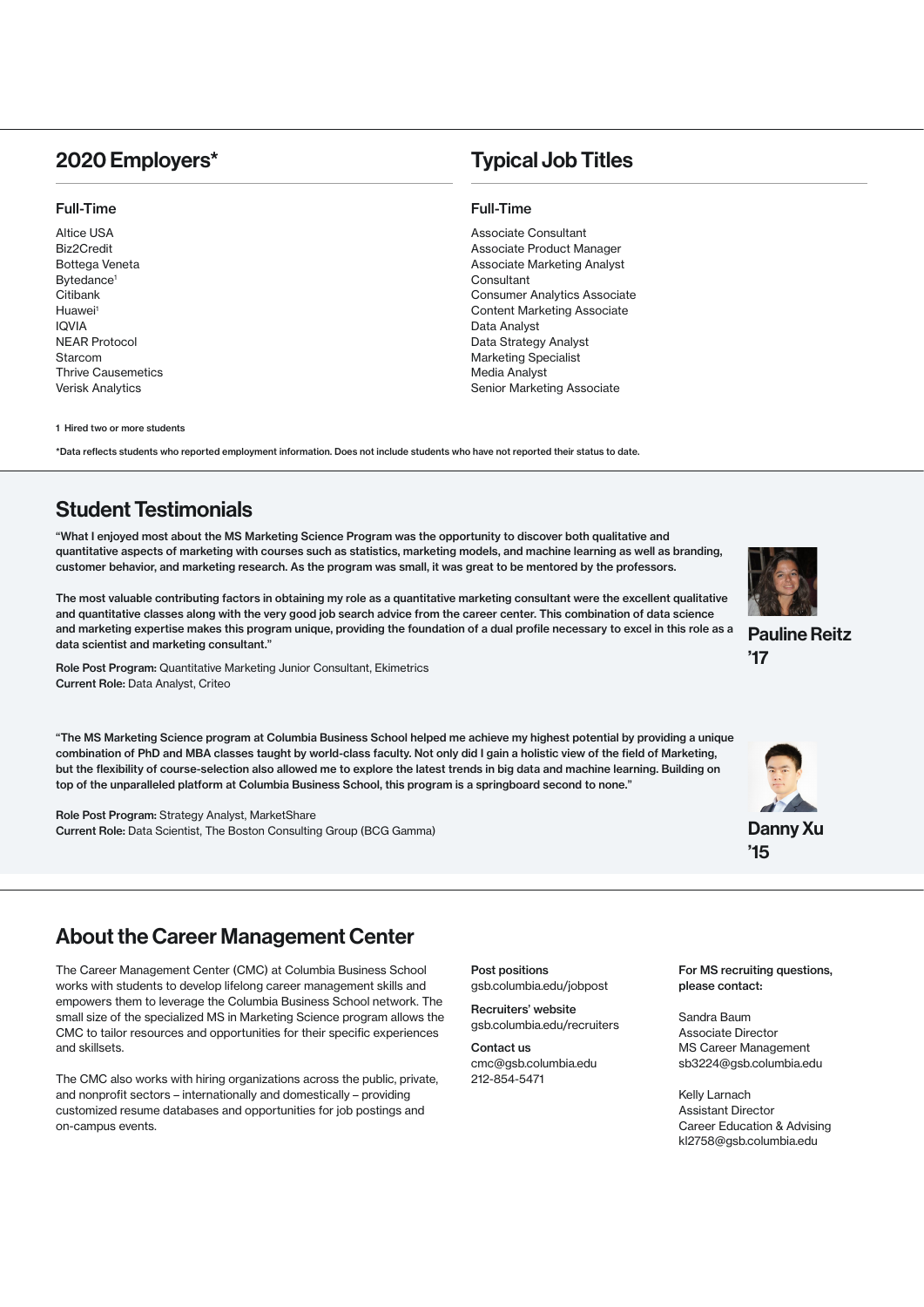## 2020 Employers*

### Full-Time

Altice USA
Biz2Credit
Bottega Veneta
Bytedance[1]
Citibank
Huawei[1]
IQVIA
NEAR Protocol
Starcom
Thrive Causemetics
Verisk Analytics

1 Hired two or more students

*Data reflects students who reported employment information. Does not include students who have not reported their status to date.

## Typical Job Titles

### Full-Time

Associate Consultant
Associate Product Manager
Associate Marketing Analyst
Consultant
Consumer Analytics Associate
Content Marketing Associate
Data Analyst
Data Strategy Analyst
Marketing Specialist
Media Analyst
Senior Marketing Associate

## Student Testimonials

**"What I enjoyed most about the MS Marketing Science Program was the opportunity to discover both qualitative and quantitative aspects of marketing with courses such as statistics, marketing models, and machine learning as well as branding, customer behavior, and marketing research. As the program was small, it was great to be mentored by the professors.**

**The most valuable contributing factors in obtaining my role as a quantitative marketing consultant were the excellent qualitative and quantitative classes along with the very good job search advice from the career center. This combination of data science and marketing expertise makes this program unique, providing the foundation of a dual profile necessary to excel in this role as a data scientist and marketing consultant."**

**Role Post Program:** Quantitative Marketing Junior Consultant, Ekimetrics
**Current Role:** Data Analyst, Criteo

**Pauline Reitz '17**

**"The MS Marketing Science program at Columbia Business School helped me achieve my highest potential by providing a unique combination of PhD and MBA classes taught by world-class faculty. Not only did I gain a holistic view of the field of Marketing, but the flexibility of course-selection also allowed me to explore the latest trends in big data and machine learning. Building on top of the unparalleled platform at Columbia Business School, this program is a springboard second to none."**

**Role Post Program:** Strategy Analyst, MarketShare
**Current Role:** Data Scientist, The Boston Consulting Group (BCG Gamma)

**Danny Xu '15**

## About the Career Management Center

The Career Management Center (CMC) at Columbia Business School works with students to develop lifelong career management skills and empowers them to leverage the Columbia Business School network. The small size of the specialized MS in Marketing Science program allows the CMC to tailor resources and opportunities for their specific experiences and skillsets.

The CMC also works with hiring organizations across the public, private, and nonprofit sectors – internationally and domestically – providing customized resume databases and opportunities for job postings and on-campus events.

**Post positions**
gsb.columbia.edu/jobpost

**Recruiters' website**
gsb.columbia.edu/recruiters

**Contact us**
cmc@gsb.columbia.edu
212-854-5471

**For MS recruiting questions, please contact:**

Sandra Baum
Associate Director
MS Career Management
sb3224@gsb.columbia.edu

Kelly Larnach
Assistant Director
Career Education & Advising
kl2758@gsb.columbia.edu